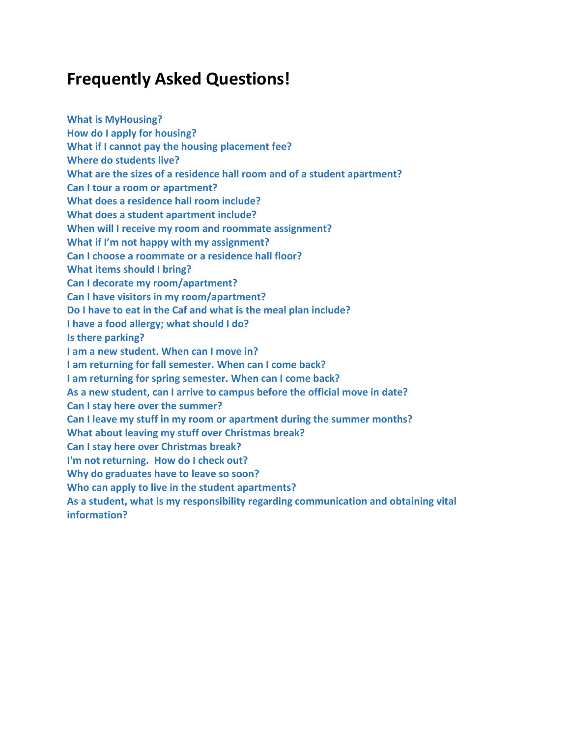# Frequently Asked Questions!

**What is MyHousing?**
**How do I apply for housing?**
**What if I cannot pay the housing placement fee?**
**Where do students live?**
**What are the sizes of a residence hall room and of a student apartment?**
**Can I tour a room or apartment?**
**What does a residence hall room include?**
**What does a student apartment include?**
**When will I receive my room and roommate assignment?**
**What if I'm not happy with my assignment?**
**Can I choose a roommate or a residence hall floor?**
**What items should I bring?**
**Can I decorate my room/apartment?**
**Can I have visitors in my room/apartment?**
**Do I have to eat in the Caf and what is the meal plan include?**
**I have a food allergy; what should I do?**
**Is there parking?**
**I am a new student. When can I move in?**
**I am returning for fall semester. When can I come back?**
**I am returning for spring semester. When can I come back?**
**As a new student, can I arrive to campus before the official move in date?**
**Can I stay here over the summer?**
**Can I leave my stuff in my room or apartment during the summer months?**
**What about leaving my stuff over Christmas break?**
**Can I stay here over Christmas break?**
**I'm not returning. How do I check out?**
**Why do graduates have to leave so soon?**
**Who can apply to live in the student apartments?**
**As a student, what is my responsibility regarding communication and obtaining vital information?**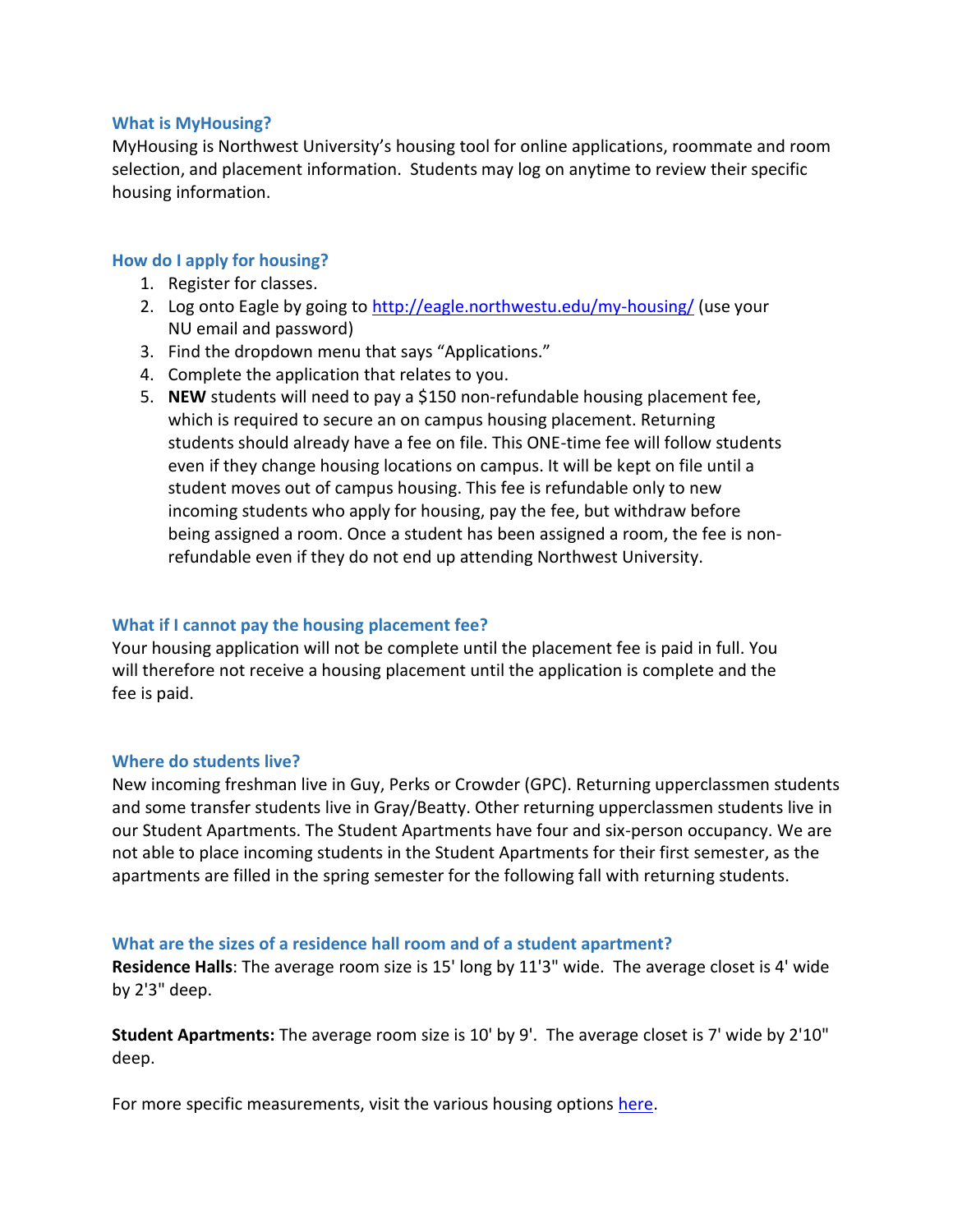### What is MyHousing?

MyHousing is Northwest University's housing tool for online applications, roommate and room selection, and placement information. Students may log on anytime to review their specific housing information.

### How do I apply for housing?

1. Register for classes.
2. Log onto Eagle by going to [http://eagle.northwestu.edu/my-housing/](http://eagle.northwestu.edu/my-housing/) (use your NU email and password)
3. Find the dropdown menu that says "Applications."
4. Complete the application that relates to you.
5. **NEW** students will need to pay a $150 non-refundable housing placement fee, which is required to secure an on campus housing placement. Returning students should already have a fee on file. This ONE-time fee will follow students even if they change housing locations on campus. It will be kept on file until a student moves out of campus housing. This fee is refundable only to new incoming students who apply for housing, pay the fee, but withdraw before being assigned a room. Once a student has been assigned a room, the fee is non-refundable even if they do not end up attending Northwest University.

### What if I cannot pay the housing placement fee?

Your housing application will not be complete until the placement fee is paid in full. You will therefore not receive a housing placement until the application is complete and the fee is paid.

### Where do students live?

New incoming freshman live in Guy, Perks or Crowder (GPC). Returning upperclassmen students and some transfer students live in Gray/Beatty. Other returning upperclassmen students live in our Student Apartments. The Student Apartments have four and six-person occupancy. We are not able to place incoming students in the Student Apartments for their first semester, as the apartments are filled in the spring semester for the following fall with returning students.

### What are the sizes of a residence hall room and of a student apartment?

**Residence Halls**: The average room size is 15' long by 11'3" wide. The average closet is 4' wide by 2'3" deep.

**Student Apartments:** The average room size is 10' by 9'. The average closet is 7' wide by 2'10" deep.

For more specific measurements, visit the various housing options [here](here).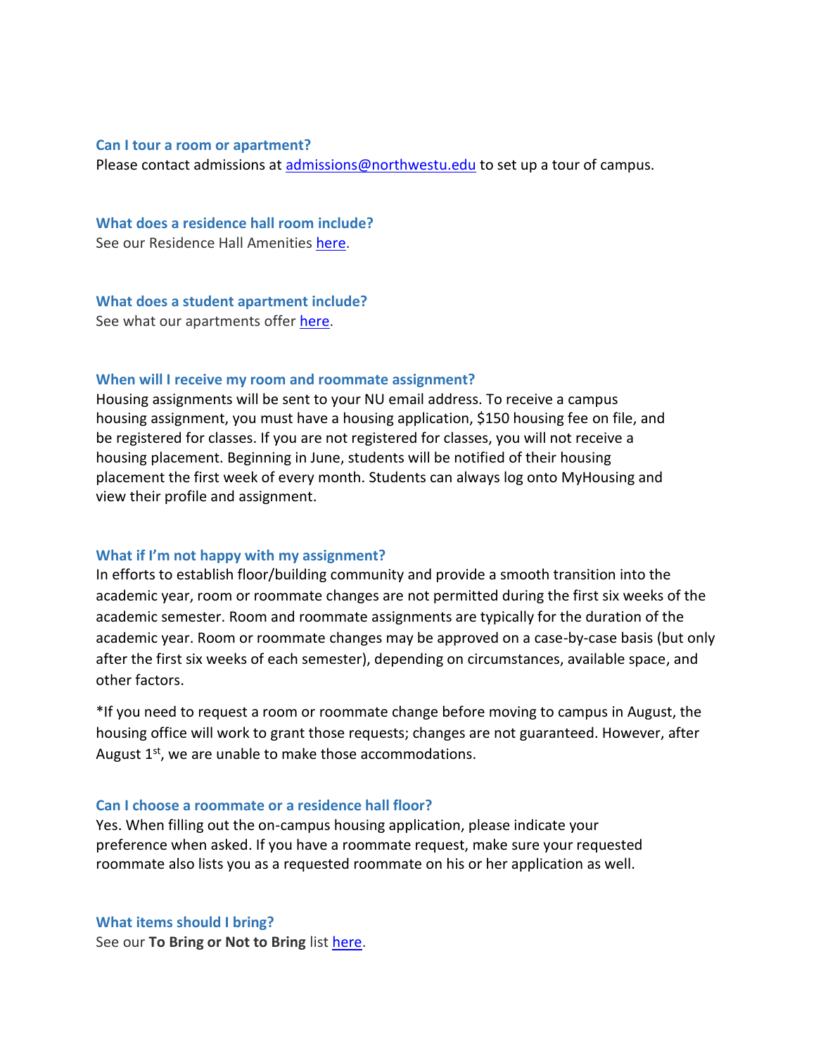### Can I tour a room or apartment?

Please contact admissions at [admissions@northwestu.edu](mailto:admissions@northwestu.edu) to set up a tour of campus.

### What does a residence hall room include?

See our Residence Hall Amenities [here](#).

### What does a student apartment include?

See what our apartments offer [here](#).

### When will I receive my room and roommate assignment?

Housing assignments will be sent to your NU email address. To receive a campus housing assignment, you must have a housing application, $150 housing fee on file, and be registered for classes. If you are not registered for classes, you will not receive a housing placement. Beginning in June, students will be notified of their housing placement the first week of every month. Students can always log onto MyHousing and view their profile and assignment.

### What if I'm not happy with my assignment?

In efforts to establish floor/building community and provide a smooth transition into the academic year, room or roommate changes are not permitted during the first six weeks of the academic semester. Room and roommate assignments are typically for the duration of the academic year. Room or roommate changes may be approved on a case-by-case basis (but only after the first six weeks of each semester), depending on circumstances, available space, and other factors.

*If you need to request a room or roommate change before moving to campus in August, the housing office will work to grant those requests; changes are not guaranteed. However, after August 1st, we are unable to make those accommodations.

### Can I choose a roommate or a residence hall floor?

Yes. When filling out the on-campus housing application, please indicate your preference when asked. If you have a roommate request, make sure your requested roommate also lists you as a requested roommate on his or her application as well.

### What items should I bring?

See our **To Bring or Not to Bring** list [here](#).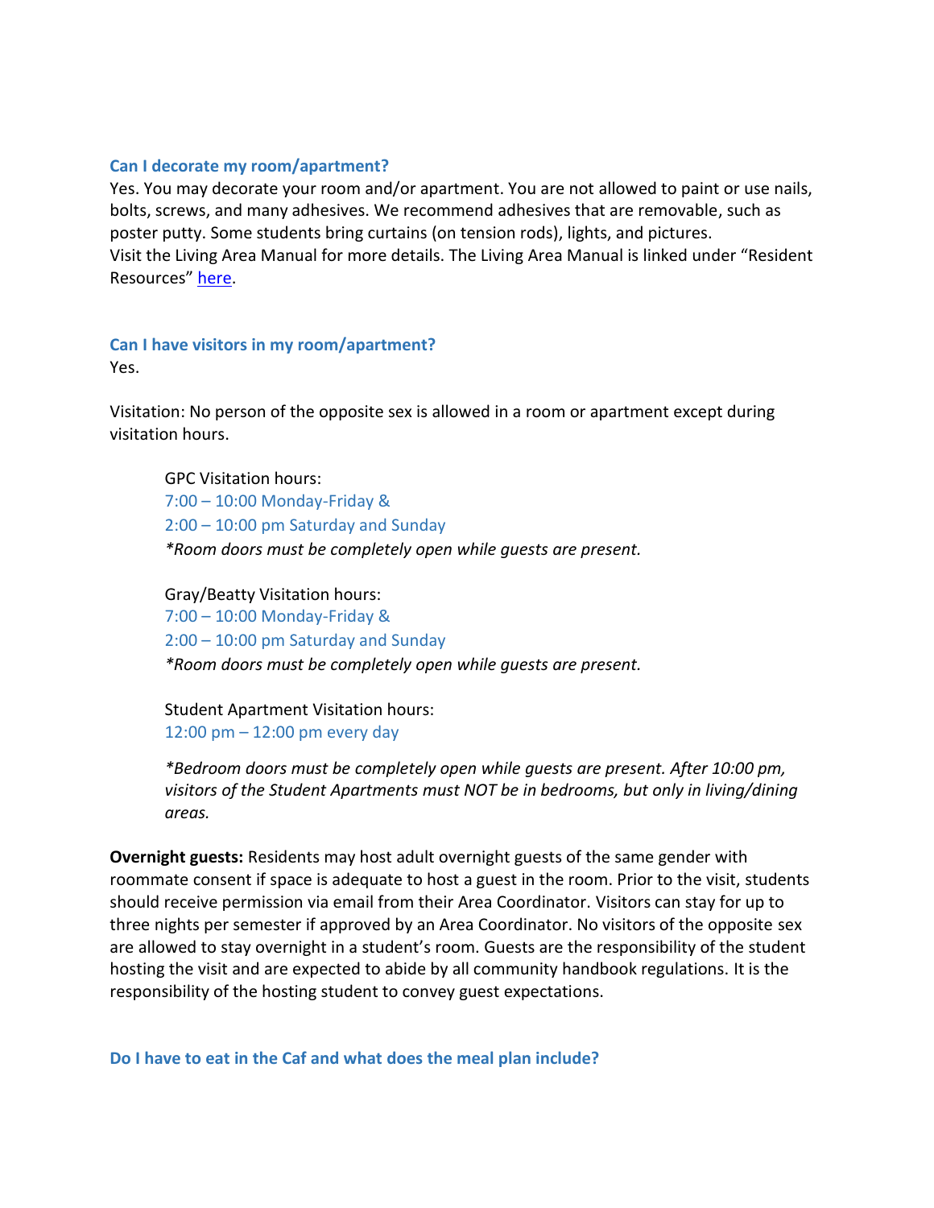### Can I decorate my room/apartment?

Yes. You may decorate your room and/or apartment. You are not allowed to paint or use nails, bolts, screws, and many adhesives. We recommend adhesives that are removable, such as poster putty. Some students bring curtains (on tension rods), lights, and pictures.
Visit the Living Area Manual for more details. The Living Area Manual is linked under "Resident Resources" here.

### Can I have visitors in my room/apartment?

Yes.

Visitation: No person of the opposite sex is allowed in a room or apartment except during visitation hours.

> GPC Visitation hours:
> 7:00 – 10:00 Monday-Friday &
> 2:00 – 10:00 pm Saturday and Sunday
> *\*Room doors must be completely open while guests are present.*
>
> Gray/Beatty Visitation hours:
> 7:00 – 10:00 Monday-Friday &
> 2:00 – 10:00 pm Saturday and Sunday
> *\*Room doors must be completely open while guests are present.*
>
> Student Apartment Visitation hours:
> 12:00 pm – 12:00 pm every day
>
> *\*Bedroom doors must be completely open while guests are present. After 10:00 pm, visitors of the Student Apartments must NOT be in bedrooms, but only in living/dining areas.*

**Overnight guests:** Residents may host adult overnight guests of the same gender with roommate consent if space is adequate to host a guest in the room. Prior to the visit, students should receive permission via email from their Area Coordinator. Visitors can stay for up to three nights per semester if approved by an Area Coordinator. No visitors of the opposite sex are allowed to stay overnight in a student's room. Guests are the responsibility of the student hosting the visit and are expected to abide by all community handbook regulations. It is the responsibility of the hosting student to convey guest expectations.

### Do I have to eat in the Caf and what does the meal plan include?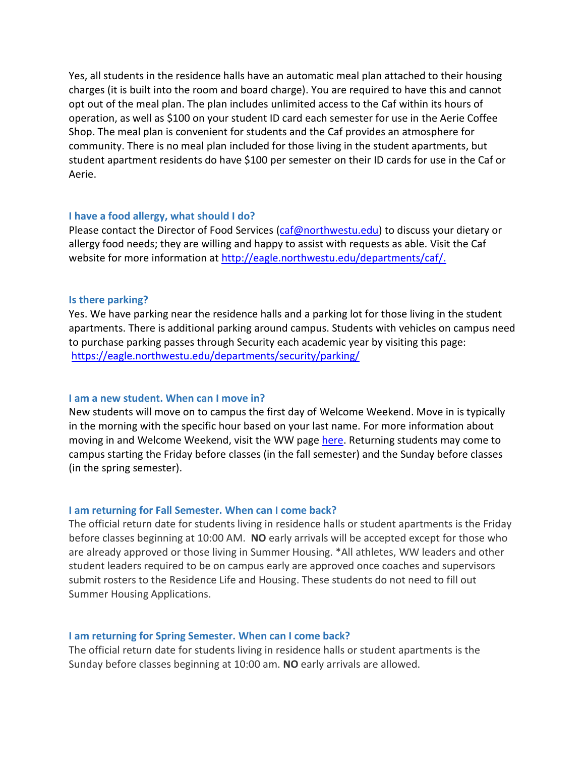Yes, all students in the residence halls have an automatic meal plan attached to their housing charges (it is built into the room and board charge). You are required to have this and cannot opt out of the meal plan. The plan includes unlimited access to the Caf within its hours of operation, as well as $100 on your student ID card each semester for use in the Aerie Coffee Shop. The meal plan is convenient for students and the Caf provides an atmosphere for community. There is no meal plan included for those living in the student apartments, but student apartment residents do have $100 per semester on their ID cards for use in the Caf or Aerie.

### I have a food allergy, what should I do?

Please contact the Director of Food Services (caf@northwestu.edu) to discuss your dietary or allergy food needs; they are willing and happy to assist with requests as able. Visit the Caf website for more information at http://eagle.northwestu.edu/departments/caf/.

### Is there parking?

Yes. We have parking near the residence halls and a parking lot for those living in the student apartments. There is additional parking around campus. Students with vehicles on campus need to purchase parking passes through Security each academic year by visiting this page: https://eagle.northwestu.edu/departments/security/parking/

### I am a new student. When can I move in?

New students will move on to campus the first day of Welcome Weekend. Move in is typically in the morning with the specific hour based on your last name. For more information about moving in and Welcome Weekend, visit the WW page here. Returning students may come to campus starting the Friday before classes (in the fall semester) and the Sunday before classes (in the spring semester).

### I am returning for Fall Semester. When can I come back?

The official return date for students living in residence halls or student apartments is the Friday before classes beginning at 10:00 AM. **NO** early arrivals will be accepted except for those who are already approved or those living in Summer Housing. *All athletes, WW leaders and other student leaders required to be on campus early are approved once coaches and supervisors submit rosters to the Residence Life and Housing. These students do not need to fill out Summer Housing Applications.

### I am returning for Spring Semester. When can I come back?

The official return date for students living in residence halls or student apartments is the Sunday before classes beginning at 10:00 am. **NO** early arrivals are allowed.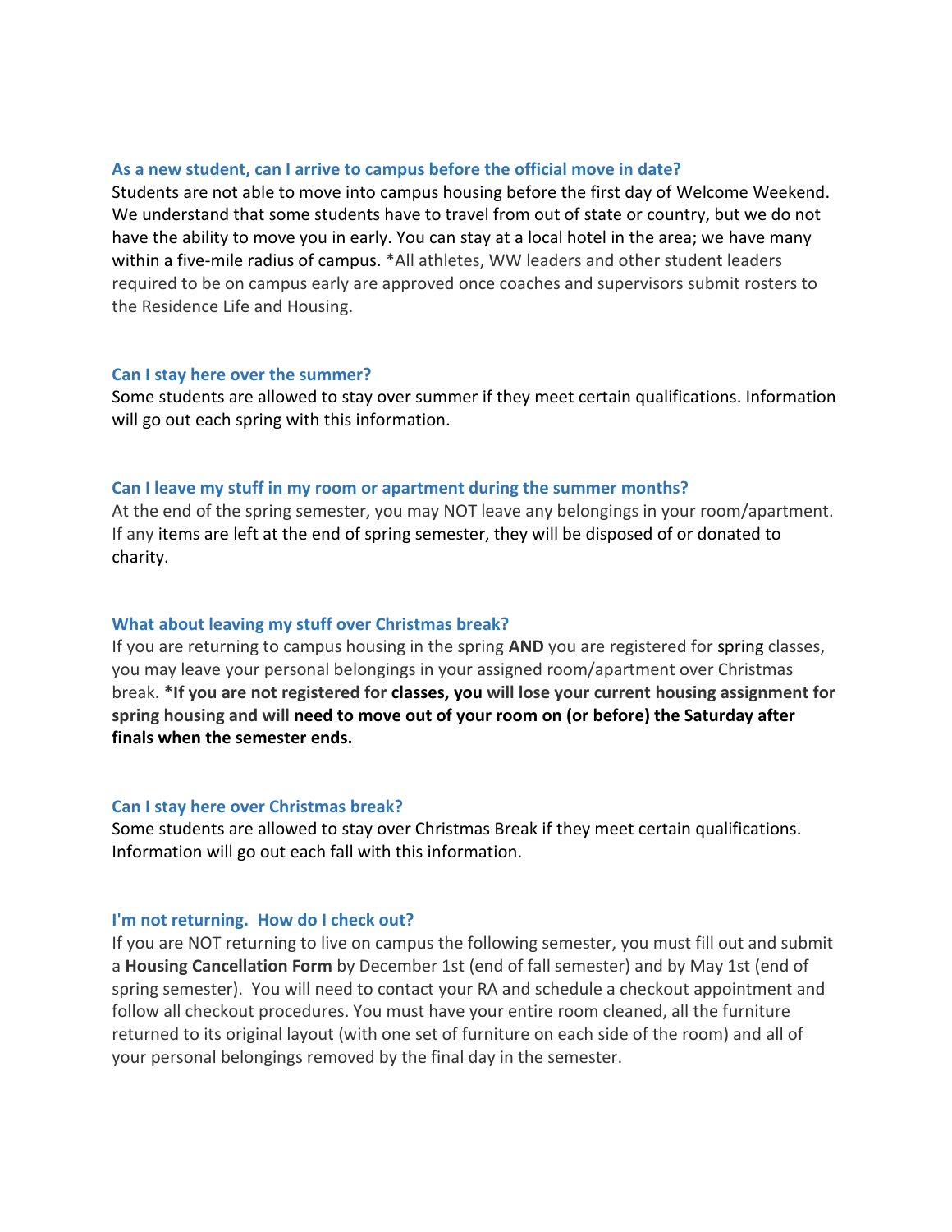### As a new student, can I arrive to campus before the official move in date?

Students are not able to move into campus housing before the first day of Welcome Weekend. We understand that some students have to travel from out of state or country, but we do not have the ability to move you in early. You can stay at a local hotel in the area; we have many within a five-mile radius of campus. *All athletes, WW leaders and other student leaders required to be on campus early are approved once coaches and supervisors submit rosters to the Residence Life and Housing.

### Can I stay here over the summer?

Some students are allowed to stay over summer if they meet certain qualifications. Information will go out each spring with this information.

### Can I leave my stuff in my room or apartment during the summer months?

At the end of the spring semester, you may NOT leave any belongings in your room/apartment. If any items are left at the end of spring semester, they will be disposed of or donated to charity.

### What about leaving my stuff over Christmas break?

If you are returning to campus housing in the spring **AND** you are registered for spring classes, you may leave your personal belongings in your assigned room/apartment over Christmas break. ***If you are not registered for classes, you will lose your current housing assignment for spring housing and will need to move out of your room on (or before) the Saturday after finals when the semester ends.**

### Can I stay here over Christmas break?

Some students are allowed to stay over Christmas Break if they meet certain qualifications. Information will go out each fall with this information.

### I'm not returning. How do I check out?

If you are NOT returning to live on campus the following semester, you must fill out and submit a **Housing Cancellation Form** by December 1st (end of fall semester) and by May 1st (end of spring semester). You will need to contact your RA and schedule a checkout appointment and follow all checkout procedures. You must have your entire room cleaned, all the furniture returned to its original layout (with one set of furniture on each side of the room) and all of your personal belongings removed by the final day in the semester.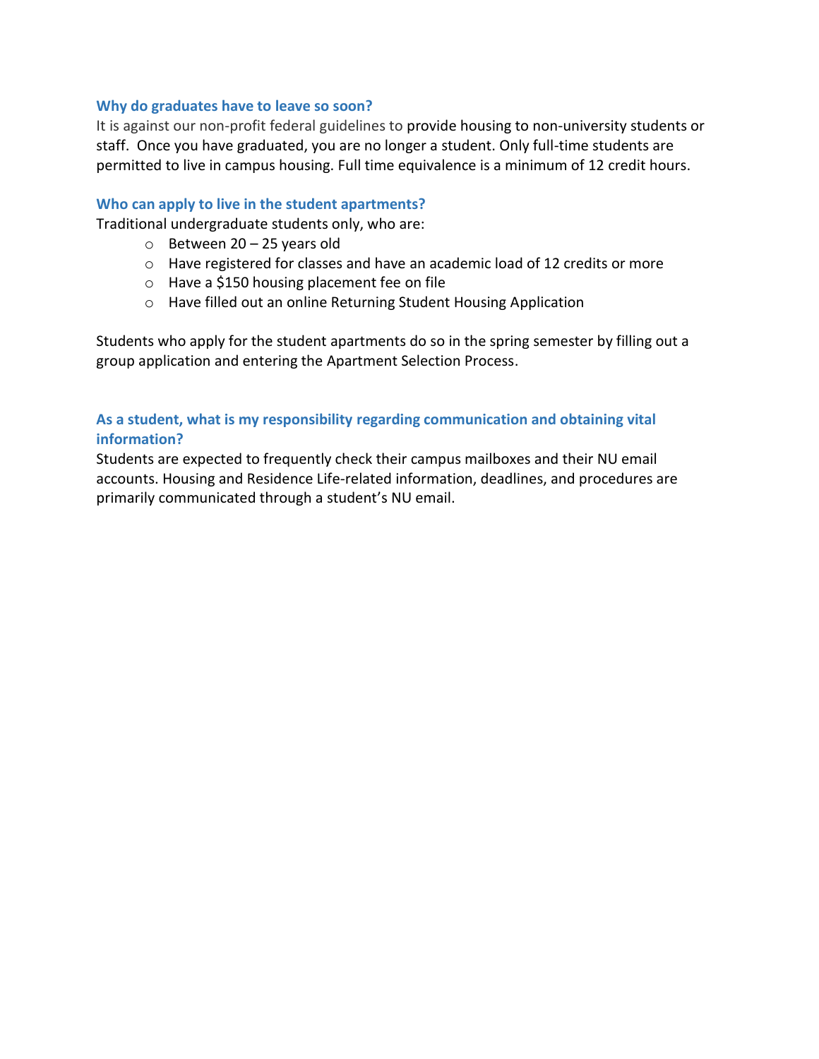### Why do graduates have to leave so soon?

It is against our non-profit federal guidelines to provide housing to non-university students or staff. Once you have graduated, you are no longer a student. Only full-time students are permitted to live in campus housing. Full time equivalence is a minimum of 12 credit hours.

### Who can apply to live in the student apartments?

Traditional undergraduate students only, who are:

- Between 20 – 25 years old
- Have registered for classes and have an academic load of 12 credits or more
- Have a $150 housing placement fee on file
- Have filled out an online Returning Student Housing Application

Students who apply for the student apartments do so in the spring semester by filling out a group application and entering the Apartment Selection Process.

### As a student, what is my responsibility regarding communication and obtaining vital information?

Students are expected to frequently check their campus mailboxes and their NU email accounts. Housing and Residence Life-related information, deadlines, and procedures are primarily communicated through a student's NU email.